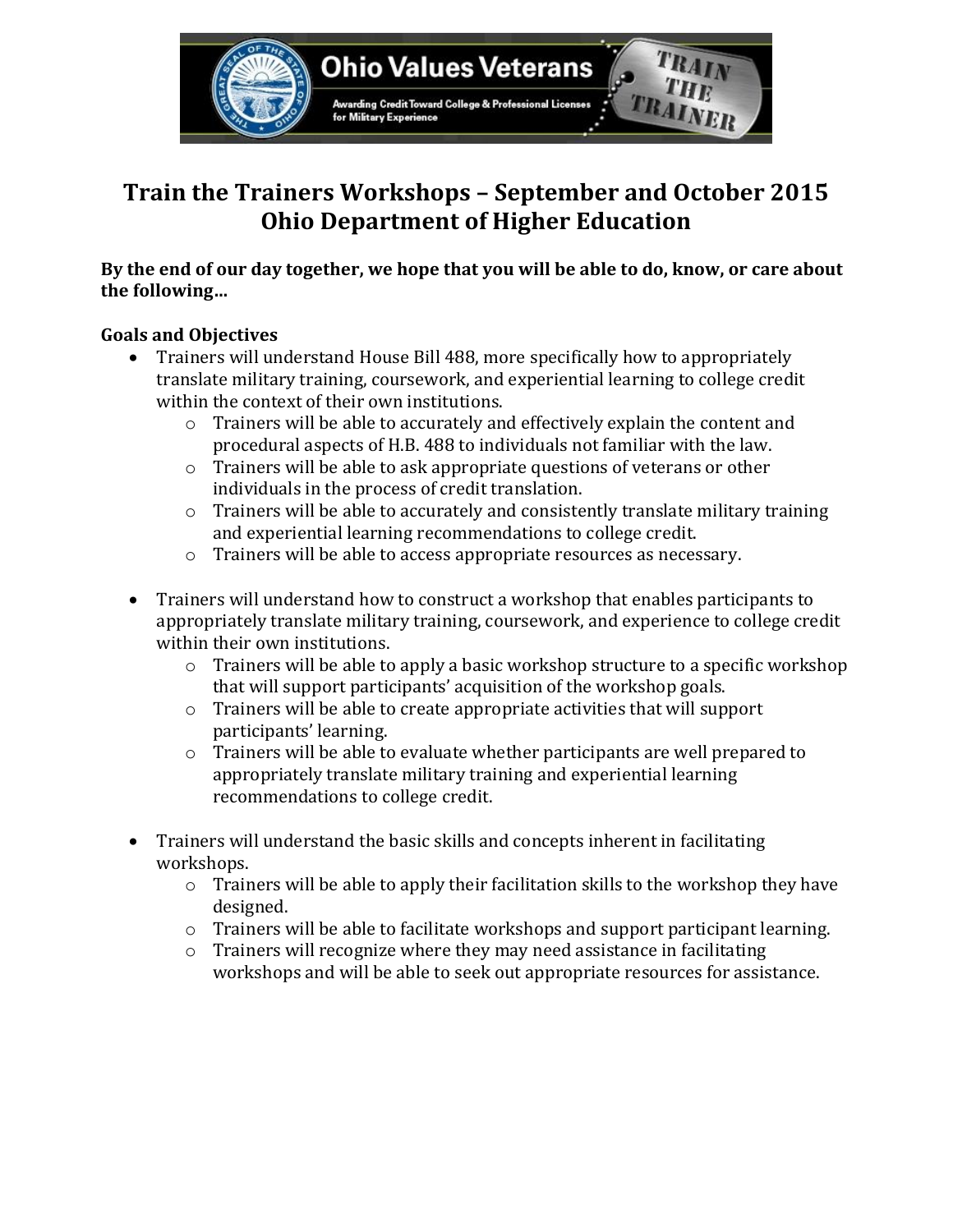# Train the Trainers Workshops – September and October 2015
# Ohio Department of Higher Education

**By the end of our day together, we hope that you will be able to do, know, or care about the following…**

**Goals and Objectives**

- Trainers will understand House Bill 488, more specifically how to appropriately translate military training, coursework, and experiential learning to college credit within the context of their own institutions.
  - Trainers will be able to accurately and effectively explain the content and procedural aspects of H.B. 488 to individuals not familiar with the law.
  - Trainers will be able to ask appropriate questions of veterans or other individuals in the process of credit translation.
  - Trainers will be able to accurately and consistently translate military training and experiential learning recommendations to college credit.
  - Trainers will be able to access appropriate resources as necessary.

- Trainers will understand how to construct a workshop that enables participants to appropriately translate military training, coursework, and experience to college credit within their own institutions.
  - Trainers will be able to apply a basic workshop structure to a specific workshop that will support participants' acquisition of the workshop goals.
  - Trainers will be able to create appropriate activities that will support participants' learning.
  - Trainers will be able to evaluate whether participants are well prepared to appropriately translate military training and experiential learning recommendations to college credit.

- Trainers will understand the basic skills and concepts inherent in facilitating workshops.
  - Trainers will be able to apply their facilitation skills to the workshop they have designed.
  - Trainers will be able to facilitate workshops and support participant learning.
  - Trainers will recognize where they may need assistance in facilitating workshops and will be able to seek out appropriate resources for assistance.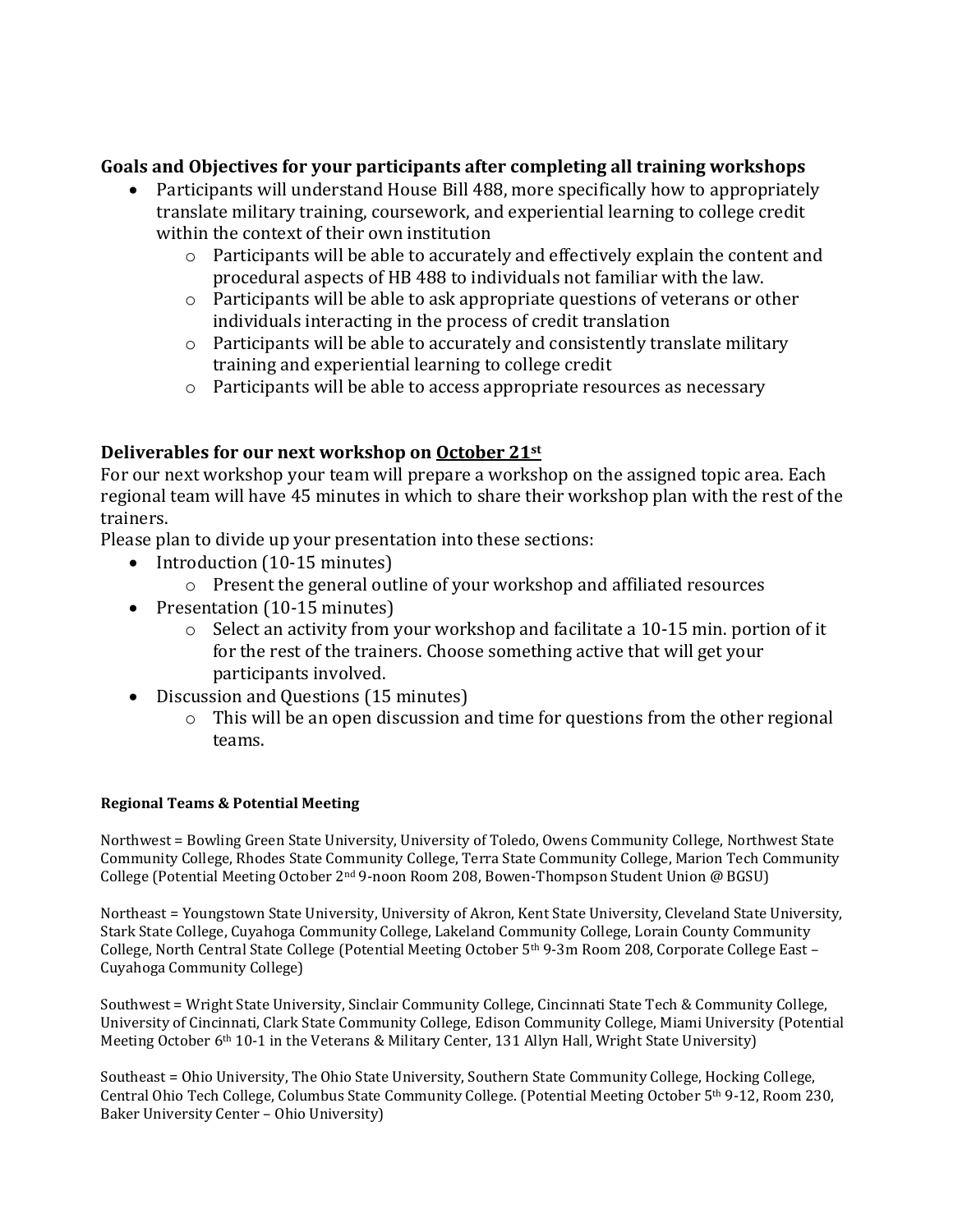### Goals and Objectives for your participants after completing all training workshops

- Participants will understand House Bill 488, more specifically how to appropriately translate military training, coursework, and experiential learning to college credit within the context of their own institution
  - Participants will be able to accurately and effectively explain the content and procedural aspects of HB 488 to individuals not familiar with the law.
  - Participants will be able to ask appropriate questions of veterans or other individuals interacting in the process of credit translation
  - Participants will be able to accurately and consistently translate military training and experiential learning to college credit
  - Participants will be able to access appropriate resources as necessary

### Deliverables for our next workshop on October 21st

For our next workshop your team will prepare a workshop on the assigned topic area. Each regional team will have 45 minutes in which to share their workshop plan with the rest of the trainers.

Please plan to divide up your presentation into these sections:

- Introduction (10-15 minutes)
  - Present the general outline of your workshop and affiliated resources
- Presentation (10-15 minutes)
  - Select an activity from your workshop and facilitate a 10-15 min. portion of it for the rest of the trainers. Choose something active that will get your participants involved.
- Discussion and Questions (15 minutes)
  - This will be an open discussion and time for questions from the other regional teams.

#### Regional Teams & Potential Meeting

Northwest = Bowling Green State University, University of Toledo, Owens Community College, Northwest State Community College, Rhodes State Community College, Terra State Community College, Marion Tech Community College (Potential Meeting October 2nd 9-noon Room 208, Bowen-Thompson Student Union @ BGSU)

Northeast = Youngstown State University, University of Akron, Kent State University, Cleveland State University, Stark State College, Cuyahoga Community College, Lakeland Community College, Lorain County Community College, North Central State College (Potential Meeting October 5th 9-3m Room 208, Corporate College East – Cuyahoga Community College)

Southwest = Wright State University, Sinclair Community College, Cincinnati State Tech & Community College, University of Cincinnati, Clark State Community College, Edison Community College, Miami University (Potential Meeting October 6th 10-1 in the Veterans & Military Center, 131 Allyn Hall, Wright State University)

Southeast = Ohio University, The Ohio State University, Southern State Community College, Hocking College, Central Ohio Tech College, Columbus State Community College. (Potential Meeting October 5th 9-12, Room 230, Baker University Center – Ohio University)